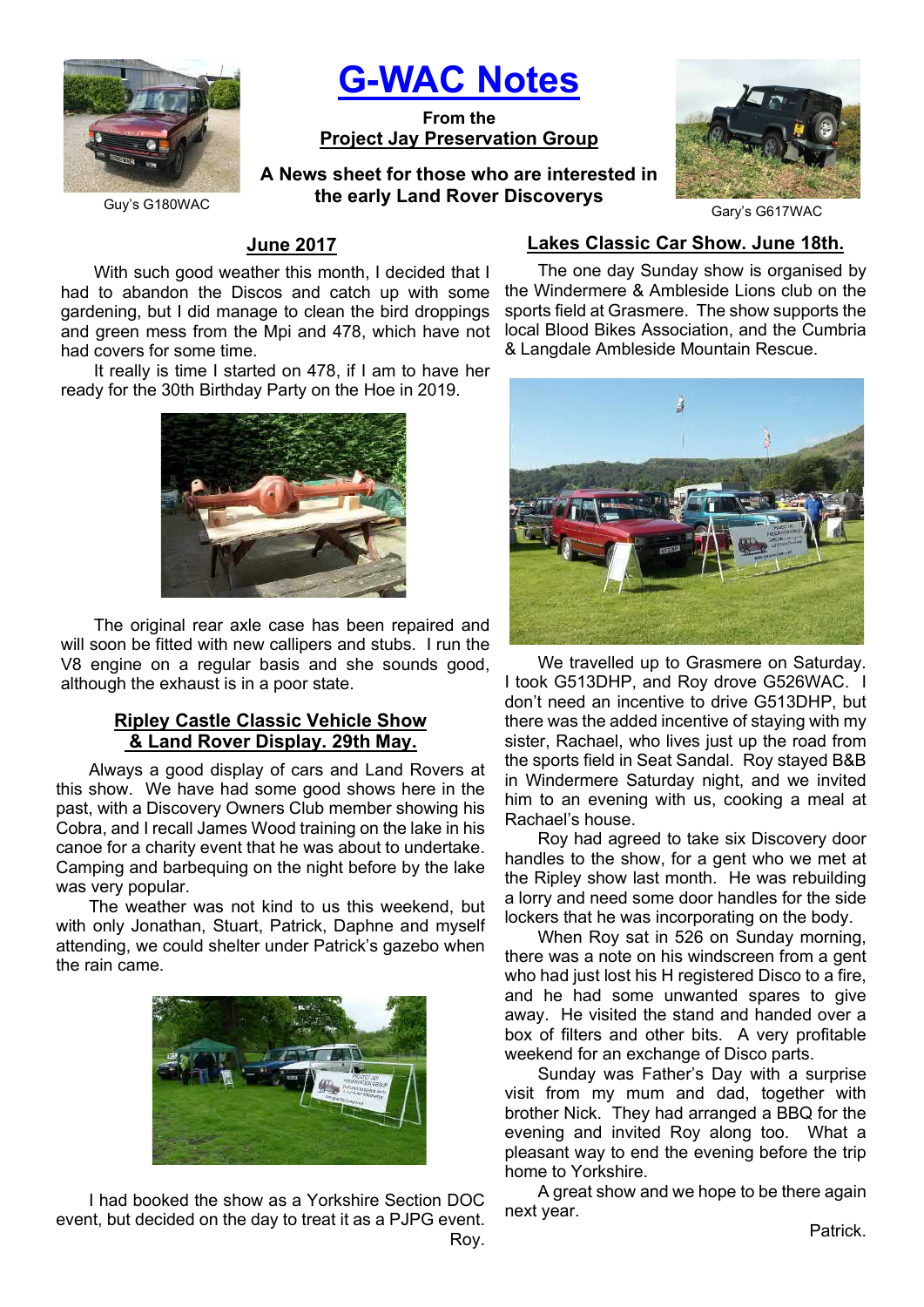# G-WAC Notes

**From the**
**Project Jay Preservation Group**

**A News sheet for those who are interested in the early Land Rover Discoverys**

Guy's G180WAC

Gary's G617WAC

## June 2017

With such good weather this month, I decided that I had to abandon the Discos and catch up with some gardening, but I did manage to clean the bird droppings and green mess from the Mpi and 478, which have not had covers for some time.

It really is time I started on 478, if I am to have her ready for the 30th Birthday Party on the Hoe in 2019.

The original rear axle case has been repaired and will soon be fitted with new callipers and stubs. I run the V8 engine on a regular basis and she sounds good, although the exhaust is in a poor state.

## Ripley Castle Classic Vehicle Show & Land Rover Display. 29th May.

Always a good display of cars and Land Rovers at this show. We have had some good shows here in the past, with a Discovery Owners Club member showing his Cobra, and I recall James Wood training on the lake in his canoe for a charity event that he was about to undertake. Camping and barbequing on the night before by the lake was very popular.

The weather was not kind to us this weekend, but with only Jonathan, Stuart, Patrick, Daphne and myself attending, we could shelter under Patrick's gazebo when the rain came.

I had booked the show as a Yorkshire Section DOC event, but decided on the day to treat it as a PJPG event.

Roy.

## Lakes Classic Car Show. June 18th.

The one day Sunday show is organised by the Windermere & Ambleside Lions club on the sports field at Grasmere. The show supports the local Blood Bikes Association, and the Cumbria & Langdale Ambleside Mountain Rescue.

We travelled up to Grasmere on Saturday. I took G513DHP, and Roy drove G526WAC. I don't need an incentive to drive G513DHP, but there was the added incentive of staying with my sister, Rachael, who lives just up the road from the sports field in Seat Sandal. Roy stayed B&B in Windermere Saturday night, and we invited him to an evening with us, cooking a meal at Rachael's house.

Roy had agreed to take six Discovery door handles to the show, for a gent who we met at the Ripley show last month. He was rebuilding a lorry and need some door handles for the side lockers that he was incorporating on the body.

When Roy sat in 526 on Sunday morning, there was a note on his windscreen from a gent who had just lost his H registered Disco to a fire, and he had some unwanted spares to give away. He visited the stand and handed over a box of filters and other bits. A very profitable weekend for an exchange of Disco parts.

Sunday was Father's Day with a surprise visit from my mum and dad, together with brother Nick. They had arranged a BBQ for the evening and invited Roy along too. What a pleasant way to end the evening before the trip home to Yorkshire.

A great show and we hope to be there again next year.

Patrick.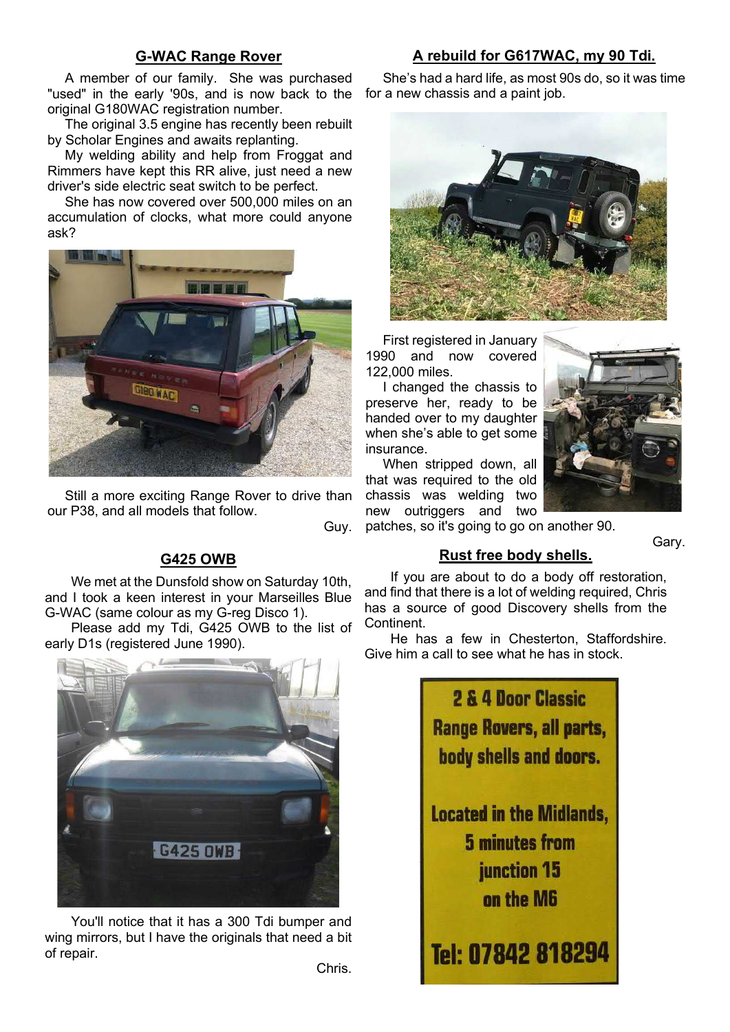## G-WAC Range Rover

A member of our family. She was purchased "used" in the early '90s, and is now back to the original G180WAC registration number.

The original 3.5 engine has recently been rebuilt by Scholar Engines and awaits replanting.

My welding ability and help from Froggat and Rimmers have kept this RR alive, just need a new driver's side electric seat switch to be perfect.

She has now covered over 500,000 miles on an accumulation of clocks, what more could anyone ask?

Still a more exciting Range Rover to drive than our P38, and all models that follow.

Guy.

## G425 OWB

We met at the Dunsfold show on Saturday 10th, and I took a keen interest in your Marseilles Blue G-WAC (same colour as my G-reg Disco 1).

Please add my Tdi, G425 OWB to the list of early D1s (registered June 1990).

You'll notice that it has a 300 Tdi bumper and wing mirrors, but I have the originals that need a bit of repair.

Chris.

## A rebuild for G617WAC, my 90 Tdi.

She's had a hard life, as most 90s do, so it was time for a new chassis and a paint job.

First registered in January 1990 and now covered 122,000 miles.

I changed the chassis to preserve her, ready to be handed over to my daughter when she's able to get some insurance.

When stripped down, all that was required to the old chassis was welding two new outriggers and two patches, so it's going to go on another 90.

Gary.

## Rust free body shells.

If you are about to do a body off restoration, and find that there is a lot of welding required, Chris has a source of good Discovery shells from the Continent.

He has a few in Chesterton, Staffordshire. Give him a call to see what he has in stock.

**2 & 4 Door Classic Range Rovers, all parts, body shells and doors.**

**Located in the Midlands, 5 minutes from junction 15 on the M6**

**Tel: 07842 818294**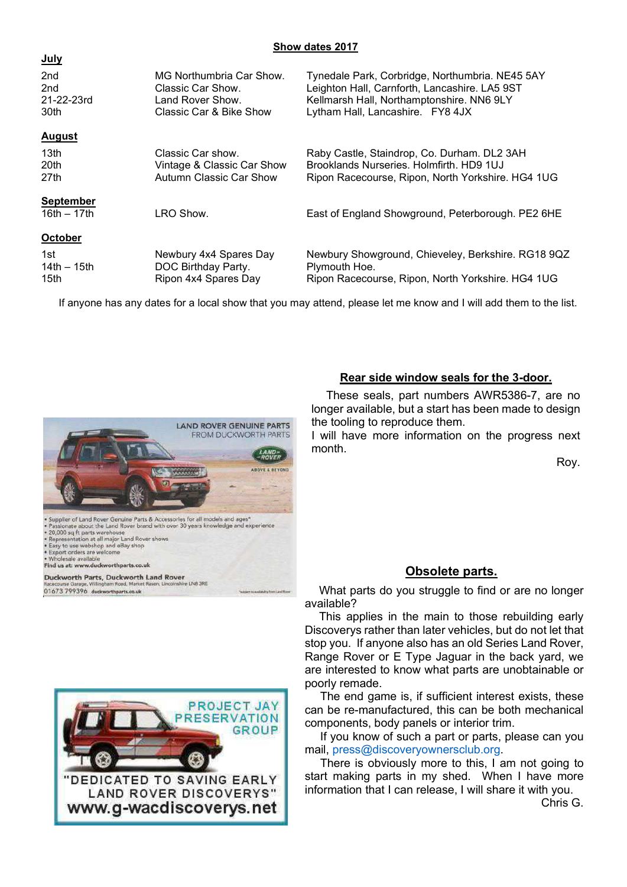## Show dates 2017

**July**

| | | |
|---|---|---|
| 2nd | MG Northumbria Car Show. | Tynedale Park, Corbridge, Northumbria. NE45 5AY |
| 2nd | Classic Car Show. | Leighton Hall, Carnforth, Lancashire. LA5 9ST |
| 21-22-23rd | Land Rover Show. | Kellmarsh Hall, Northamptonshire. NN6 9LY |
| 30th | Classic Car & Bike Show | Lytham Hall, Lancashire. FY8 4JX |

**August**

| | | |
|---|---|---|
| 13th | Classic Car show. | Raby Castle, Staindrop, Co. Durham. DL2 3AH |
| 20th | Vintage & Classic Car Show | Brooklands Nurseries. Holmfirth. HD9 1UJ |
| 27th | Autumn Classic Car Show | Ripon Racecourse, Ripon, North Yorkshire. HG4 1UG |

**September**

| | | |
|---|---|---|
| 16th – 17th | LRO Show. | East of England Showground, Peterborough. PE2 6HE |

**October**

| | | |
|---|---|---|
| 1st | Newbury 4x4 Spares Day | Newbury Showground, Chieveley, Berkshire. RG18 9QZ |
| 14th – 15th | DOC Birthday Party. | Plymouth Hoe. |
| 15th | Ripon 4x4 Spares Day | Ripon Racecourse, Ripon, North Yorkshire. HG4 1UG |

If anyone has any dates for a local show that you may attend, please let me know and I will add them to the list.

LAND ROVER GENUINE PARTS FROM DUCKWORTH PARTS

- Supplier of Land Rover Genuine Parts & Accessories for all models and ages*
- Passionate about the Land Rover brand with over 30 years knowledge and experience
- 20,000 sq ft parts warehouse
- Representation at all major Land Rover shows
- Easy to use webshop and eBay shop
- Export orders are welcome
- Wholesale available

Find us at: www.duckworthparts.co.uk

Duckworth Parts, Duckworth Land Rover
Racecourse Garage, Willingham Road, Market Rasen, Lincolnshire LN8 3RE
01673 799396 duckworthparts.co.uk

## Rear side window seals for the 3-door.

These seals, part numbers AWR5386-7, are no longer available, but a start has been made to design the tooling to reproduce them.

I will have more information on the progress next month.

Roy.

## Obsolete parts.

What parts do you struggle to find or are no longer available?

This applies in the main to those rebuilding early Discoverys rather than later vehicles, but do not let that stop you. If anyone also has an old Series Land Rover, Range Rover or E Type Jaguar in the back yard, we are interested to know what parts are unobtainable or poorly remade.

The end game is, if sufficient interest exists, these can be re-manufactured, this can be both mechanical components, body panels or interior trim.

If you know of such a part or parts, please can you mail, press@discoveryownersclub.org.

There is obviously more to this, I am not going to start making parts in my shed. When I have more information that I can release, I will share it with you.

Chris G.

PROJECT JAY PRESERVATION GROUP

"DEDICATED TO SAVING EARLY LAND ROVER DISCOVERYS"

www.g-wacdiscoverys.net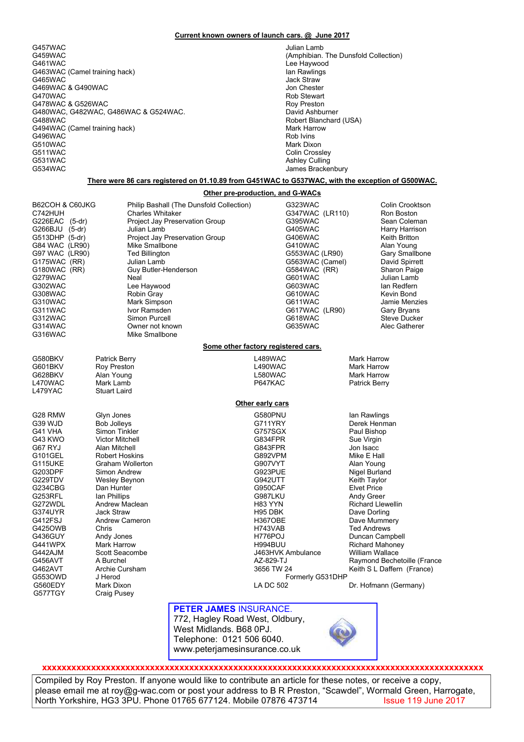## Current known owners of launch cars. @ June 2017

| | |
|---|---|
| G457WAC | Julian Lamb |
| G459WAC | (Amphibian. The Dunsfold Collection) |
| G461WAC | Lee Haywood |
| G463WAC (Camel training hack) | Ian Rawlings |
| G465WAC | Jack Straw |
| G469WAC & G490WAC | Jon Chester |
| G470WAC | Rob Stewart |
| G478WAC & G526WAC | Roy Preston |
| G480WAC, G482WAC, G486WAC & G524WAC. | David Ashburner |
| G488WAC | Robert Blanchard (USA) |
| G494WAC (Camel training hack) | Mark Harrow |
| G496WAC | Rob Ivins |
| G510WAC | Mark Dixon |
| G511WAC | Colin Crossley |
| G531WAC | Ashley Culling |
| G534WAC | James Brackenbury |

**There were 86 cars registered on 01.10.89 from G451WAC to G537WAC, with the exception of G500WAC.**

## Other pre-production, and G-WACs

| | | | |
|---|---|---|---|
| B62COH & C60JKG | Philip Bashall (The Dunsfold Collection) | G323WAC | Colin Crookston |
| C742HUH | Charles Whitaker | G347WAC (LR110) | Ron Boston |
| G226EAC (5-dr) | Project Jay Preservation Group | G395WAC | Sean Coleman |
| G266BJU (5-dr) | Julian Lamb | G405WAC | Harry Harrison |
| G513DHP (5-dr) | Project Jay Preservation Group | G406WAC | Keith Britton |
| G84 WAC (LR90) | Mike Smallbone | G410WAC | Alan Young |
| G97 WAC (LR90) | Ted Billington | G553WAC (LR90) | Gary Smallbone |
| G175WAC (RR) | Julian Lamb | G563WAC (Camel) | David Spirrett |
| G180WAC (RR) | Guy Butler-Henderson | G584WAC (RR) | Sharon Paige |
| G279WAC | Neal | G601WAC | Julian Lamb |
| G302WAC | Lee Haywood | G603WAC | Ian Redfern |
| G308WAC | Robin Gray | G610WAC | Kevin Bond |
| G310WAC | Mark Simpson | G611WAC | Jamie Menzies |
| G311WAC | Ivor Ramsden | G617WAC (LR90) | Gary Bryans |
| G312WAC | Simon Purcell | G618WAC | Steve Ducker |
| G314WAC | Owner not known | G635WAC | Alec Gatherer |
| G316WAC | Mike Smallbone | | |

## Some other factory registered cars.

| | | | |
|---|---|---|---|
| G580BKV | Patrick Berry | L489WAC | Mark Harrow |
| G601BKV | Roy Preston | L490WAC | Mark Harrow |
| G628BKV | Alan Young | L580WAC | Mark Harrow |
| L470WAC | Mark Lamb | P647KAC | Patrick Berry |
| L479YAC | Stuart Laird | | |

## Other early cars

| | | | |
|---|---|---|---|
| G28 RMW | Glyn Jones | G580PNU | Ian Rawlings |
| G39 WJD | Bob Jolleys | G711YRY | Derek Henman |
| G41 VHA | Simon Tinkler | G757SGX | Paul Bishop |
| G43 KWO | Victor Mitchell | G834FPR | Sue Virgin |
| G67 RYJ | Alan Mitchell | G843FPR | Jon Isacc |
| G101GEL | Robert Hoskins | G892VPM | Mike E Hall |
| G115UKE | Graham Wollerton | G907VYT | Alan Young |
| G203DPF | Simon Andrew | G923PUE | Nigel Burland |
| G229TDV | Wesley Beynon | G942UTT | Keith Taylor |
| G234CBG | Dan Hunter | G950CAF | Elvet Price |
| G253RFL | Ian Phillips | G987LKU | Andy Greer |
| G272WDL | Andrew Maclean | H83 YYN | Richard Llewellin |
| G374UYR | Jack Straw | H95 DBK | Dave Dorling |
| G412FSJ | Andrew Cameron | H367OBE | Dave Mummery |
| G425OWB | Chris | H743VAB | Ted Andrews |
| G436GUY | Andy Jones | H776POJ | Duncan Campbell |
| G441WPX | Mark Harrow | H994BUU | Richard Mahoney |
| G442AJM | Scott Seacombe | J463HVK Ambulance | William Wallace |
| G456AVT | A Burchel | AZ-829-TJ | Raymond Bechetoille (France |
| G462AVT | Archie Cursham | 3656 TW 24 | Keith S L Daffern (France) |
| G553OWD | J Herod | Formerly G531DHP | |
| G560EDY | Mark Dixon | LA DC 502 | Dr. Hofmann (Germany) |
| G577TGY | Craig Pusey | | |

**PETER JAMES INSURANCE.**
772, Hagley Road West, Oldbury,
West Midlands. B68 0PJ.
Telephone: 0121 506 6040.
www.peterjamesinsurance.co.uk

xxxxxxxxxxxxxxxxxxxxxxxxxxxxxxxxxxxxxxxxxxxxxxxxxxxxxxxxxxxxxxxxxxxxxxxxxxxxxxxxxxxxxx

Compiled by Roy Preston. If anyone would like to contribute an article for these notes, or receive a copy, please email me at roy@g-wac.com or post your address to B R Preston, "Scawdel", Wormald Green, Harrogate, North Yorkshire, HG3 3PU. Phone 01765 677124. Mobile 07876 473714 Issue 119 June 2017